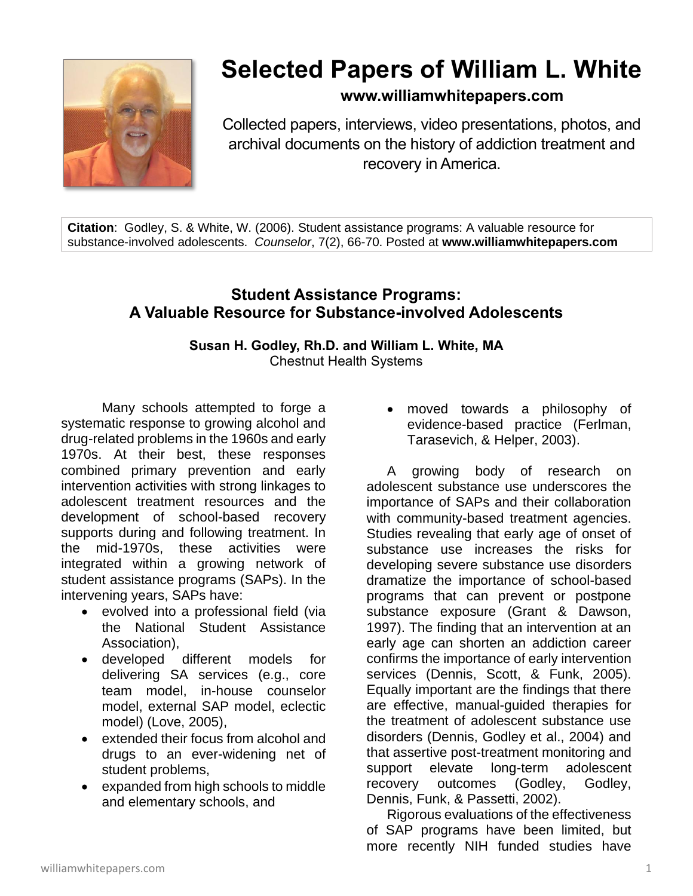# Selected Papers of William L. White

**www.williamwhitepapers.com**

Collected papers, interviews, video presentations, photos, and archival documents on the history of addiction treatment and recovery in America.

**Citation**: Godley, S. & White, W. (2006). Student assistance programs: A valuable resource for substance-involved adolescents. *Counselor*, 7(2), 66-70. Posted at **www.williamwhitepapers.com**

## Student Assistance Programs: A Valuable Resource for Substance-involved Adolescents

**Susan H. Godley, Rh.D. and William L. White, MA**
Chestnut Health Systems

Many schools attempted to forge a systematic response to growing alcohol and drug-related problems in the 1960s and early 1970s. At their best, these responses combined primary prevention and early intervention activities with strong linkages to adolescent treatment resources and the development of school-based recovery supports during and following treatment. In the mid-1970s, these activities were integrated within a growing network of student assistance programs (SAPs). In the intervening years, SAPs have:

- evolved into a professional field (via the National Student Assistance Association),
- developed different models for delivering SA services (e.g., core team model, in-house counselor model, external SAP model, eclectic model) (Love, 2005),
- extended their focus from alcohol and drugs to an ever-widening net of student problems,
- expanded from high schools to middle and elementary schools, and
- moved towards a philosophy of evidence-based practice (Ferlman, Tarasevich, & Helper, 2003).

A growing body of research on adolescent substance use underscores the importance of SAPs and their collaboration with community-based treatment agencies. Studies revealing that early age of onset of substance use increases the risks for developing severe substance use disorders dramatize the importance of school-based programs that can prevent or postpone substance exposure (Grant & Dawson, 1997). The finding that an intervention at an early age can shorten an addiction career confirms the importance of early intervention services (Dennis, Scott, & Funk, 2005). Equally important are the findings that there are effective, manual-guided therapies for the treatment of adolescent substance use disorders (Dennis, Godley et al., 2004) and that assertive post-treatment monitoring and support elevate long-term adolescent recovery outcomes (Godley, Godley, Dennis, Funk, & Passetti, 2002).

Rigorous evaluations of the effectiveness of SAP programs have been limited, but more recently NIH funded studies have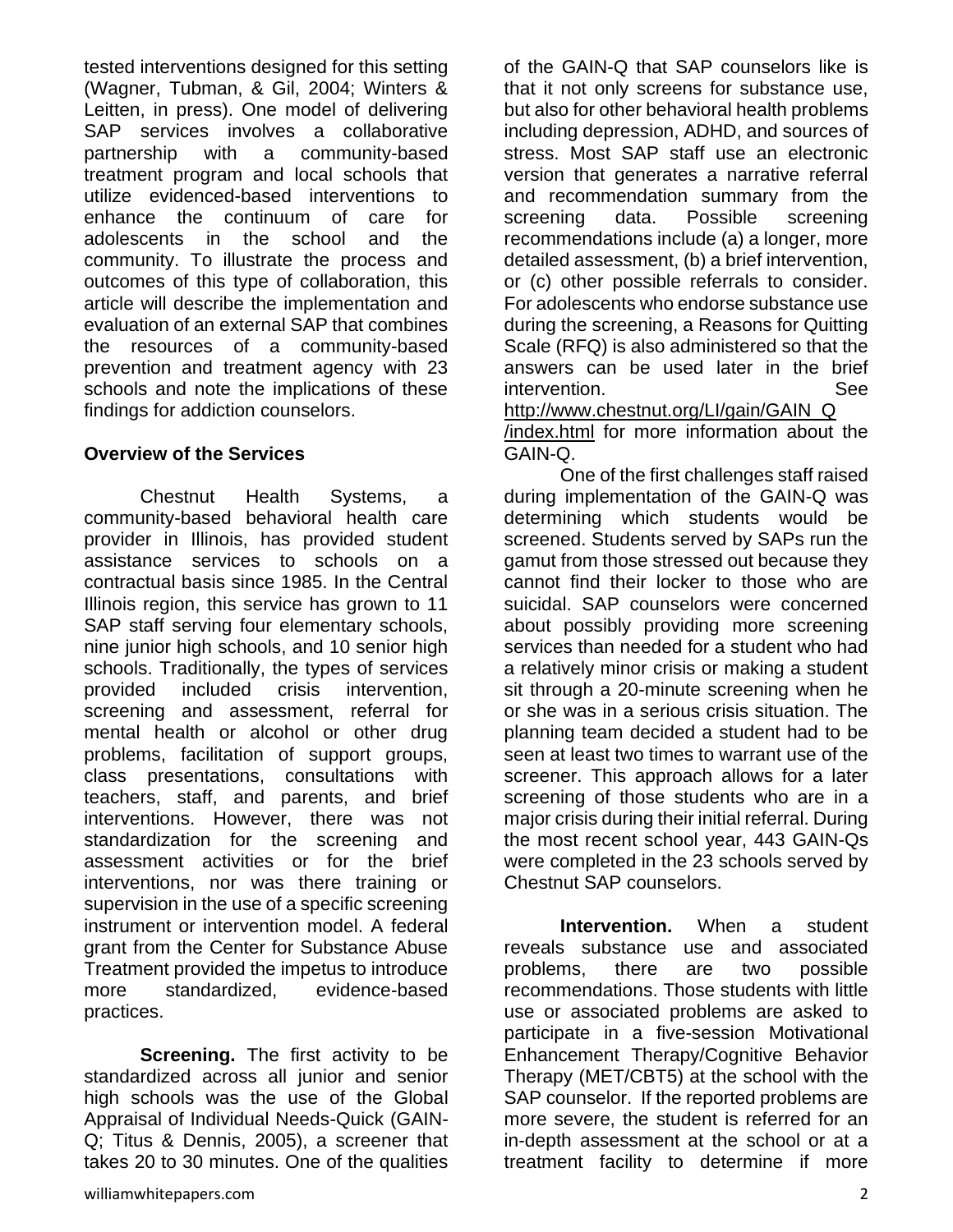tested interventions designed for this setting (Wagner, Tubman, & Gil, 2004; Winters & Leitten, in press). One model of delivering SAP services involves a collaborative partnership with a community-based treatment program and local schools that utilize evidenced-based interventions to enhance the continuum of care for adolescents in the school and the community. To illustrate the process and outcomes of this type of collaboration, this article will describe the implementation and evaluation of an external SAP that combines the resources of a community-based prevention and treatment agency with 23 schools and note the implications of these findings for addiction counselors.

**Overview of the Services**

Chestnut Health Systems, a community-based behavioral health care provider in Illinois, has provided student assistance services to schools on a contractual basis since 1985. In the Central Illinois region, this service has grown to 11 SAP staff serving four elementary schools, nine junior high schools, and 10 senior high schools. Traditionally, the types of services provided included crisis intervention, screening and assessment, referral for mental health or alcohol or other drug problems, facilitation of support groups, class presentations, consultations with teachers, staff, and parents, and brief interventions. However, there was not standardization for the screening and assessment activities or for the brief interventions, nor was there training or supervision in the use of a specific screening instrument or intervention model. A federal grant from the Center for Substance Abuse Treatment provided the impetus to introduce more standardized, evidence-based practices.

**Screening.** The first activity to be standardized across all junior and senior high schools was the use of the Global Appraisal of Individual Needs-Quick (GAIN-Q; Titus & Dennis, 2005), a screener that takes 20 to 30 minutes. One of the qualities of the GAIN-Q that SAP counselors like is that it not only screens for substance use, but also for other behavioral health problems including depression, ADHD, and sources of stress. Most SAP staff use an electronic version that generates a narrative referral and recommendation summary from the screening data. Possible screening recommendations include (a) a longer, more detailed assessment, (b) a brief intervention, or (c) other possible referrals to consider. For adolescents who endorse substance use during the screening, a Reasons for Quitting Scale (RFQ) is also administered so that the answers can be used later in the brief intervention. See http://www.chestnut.org/LI/gain/GAIN_Q/index.html for more information about the GAIN-Q.

One of the first challenges staff raised during implementation of the GAIN-Q was determining which students would be screened. Students served by SAPs run the gamut from those stressed out because they cannot find their locker to those who are suicidal. SAP counselors were concerned about possibly providing more screening services than needed for a student who had a relatively minor crisis or making a student sit through a 20-minute screening when he or she was in a serious crisis situation. The planning team decided a student had to be seen at least two times to warrant use of the screener. This approach allows for a later screening of those students who are in a major crisis during their initial referral. During the most recent school year, 443 GAIN-Qs were completed in the 23 schools served by Chestnut SAP counselors.

**Intervention.** When a student reveals substance use and associated problems, there are two possible recommendations. Those students with little use or associated problems are asked to participate in a five-session Motivational Enhancement Therapy/Cognitive Behavior Therapy (MET/CBT5) at the school with the SAP counselor. If the reported problems are more severe, the student is referred for an in-depth assessment at the school or at a treatment facility to determine if more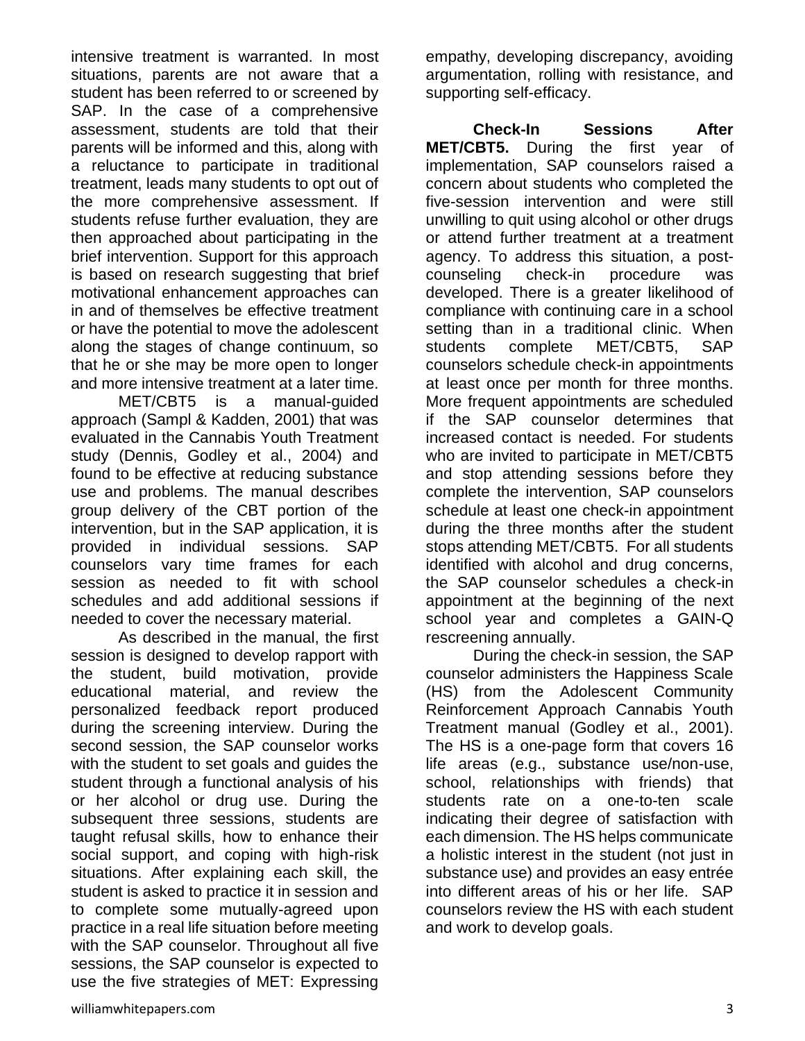intensive treatment is warranted. In most situations, parents are not aware that a student has been referred to or screened by SAP. In the case of a comprehensive assessment, students are told that their parents will be informed and this, along with a reluctance to participate in traditional treatment, leads many students to opt out of the more comprehensive assessment. If students refuse further evaluation, they are then approached about participating in the brief intervention. Support for this approach is based on research suggesting that brief motivational enhancement approaches can in and of themselves be effective treatment or have the potential to move the adolescent along the stages of change continuum, so that he or she may be more open to longer and more intensive treatment at a later time.

MET/CBT5 is a manual-guided approach (Sampl & Kadden, 2001) that was evaluated in the Cannabis Youth Treatment study (Dennis, Godley et al., 2004) and found to be effective at reducing substance use and problems. The manual describes group delivery of the CBT portion of the intervention, but in the SAP application, it is provided in individual sessions. SAP counselors vary time frames for each session as needed to fit with school schedules and add additional sessions if needed to cover the necessary material.

As described in the manual, the first session is designed to develop rapport with the student, build motivation, provide educational material, and review the personalized feedback report produced during the screening interview. During the second session, the SAP counselor works with the student to set goals and guides the student through a functional analysis of his or her alcohol or drug use. During the subsequent three sessions, students are taught refusal skills, how to enhance their social support, and coping with high-risk situations. After explaining each skill, the student is asked to practice it in session and to complete some mutually-agreed upon practice in a real life situation before meeting with the SAP counselor. Throughout all five sessions, the SAP counselor is expected to use the five strategies of MET: Expressing empathy, developing discrepancy, avoiding argumentation, rolling with resistance, and supporting self-efficacy.

**Check-In Sessions After MET/CBT5.** During the first year of implementation, SAP counselors raised a concern about students who completed the five-session intervention and were still unwilling to quit using alcohol or other drugs or attend further treatment at a treatment agency. To address this situation, a post-counseling check-in procedure was developed. There is a greater likelihood of compliance with continuing care in a school setting than in a traditional clinic. When students complete MET/CBT5, SAP counselors schedule check-in appointments at least once per month for three months. More frequent appointments are scheduled if the SAP counselor determines that increased contact is needed. For students who are invited to participate in MET/CBT5 and stop attending sessions before they complete the intervention, SAP counselors schedule at least one check-in appointment during the three months after the student stops attending MET/CBT5. For all students identified with alcohol and drug concerns, the SAP counselor schedules a check-in appointment at the beginning of the next school year and completes a GAIN-Q rescreening annually.

During the check-in session, the SAP counselor administers the Happiness Scale (HS) from the Adolescent Community Reinforcement Approach Cannabis Youth Treatment manual (Godley et al., 2001). The HS is a one-page form that covers 16 life areas (e.g., substance use/non-use, school, relationships with friends) that students rate on a one-to-ten scale indicating their degree of satisfaction with each dimension. The HS helps communicate a holistic interest in the student (not just in substance use) and provides an easy entrée into different areas of his or her life. SAP counselors review the HS with each student and work to develop goals.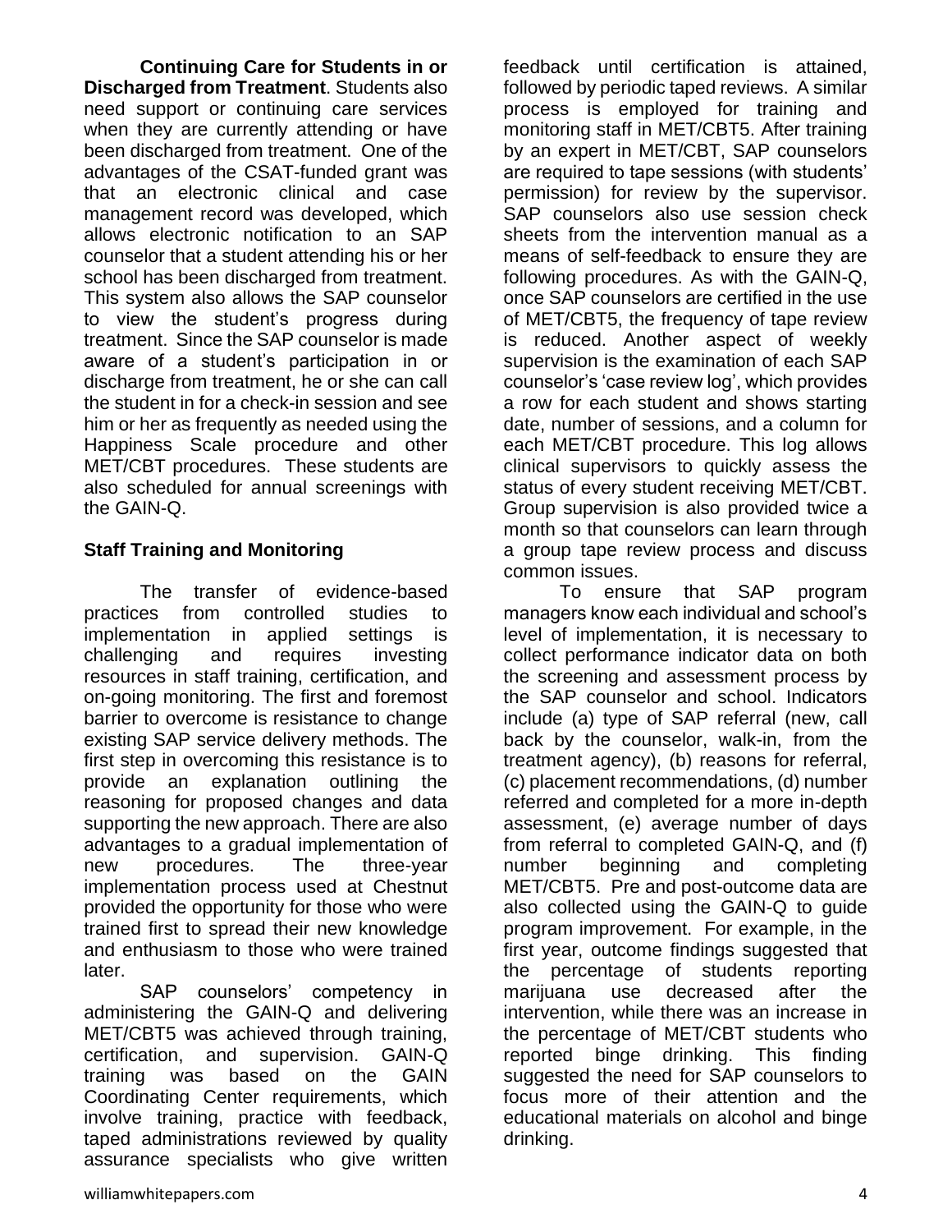**Continuing Care for Students in or Discharged from Treatment**. Students also need support or continuing care services when they are currently attending or have been discharged from treatment. One of the advantages of the CSAT-funded grant was that an electronic clinical and case management record was developed, which allows electronic notification to an SAP counselor that a student attending his or her school has been discharged from treatment. This system also allows the SAP counselor to view the student's progress during treatment. Since the SAP counselor is made aware of a student's participation in or discharge from treatment, he or she can call the student in for a check-in session and see him or her as frequently as needed using the Happiness Scale procedure and other MET/CBT procedures. These students are also scheduled for annual screenings with the GAIN-Q.

### Staff Training and Monitoring

The transfer of evidence-based practices from controlled studies to implementation in applied settings is challenging and requires investing resources in staff training, certification, and on-going monitoring. The first and foremost barrier to overcome is resistance to change existing SAP service delivery methods. The first step in overcoming this resistance is to provide an explanation outlining the reasoning for proposed changes and data supporting the new approach. There are also advantages to a gradual implementation of new procedures. The three-year implementation process used at Chestnut provided the opportunity for those who were trained first to spread their new knowledge and enthusiasm to those who were trained later.

SAP counselors' competency in administering the GAIN-Q and delivering MET/CBT5 was achieved through training, certification, and supervision. GAIN-Q training was based on the GAIN Coordinating Center requirements, which involve training, practice with feedback, taped administrations reviewed by quality assurance specialists who give written feedback until certification is attained, followed by periodic taped reviews. A similar process is employed for training and monitoring staff in MET/CBT5. After training by an expert in MET/CBT, SAP counselors are required to tape sessions (with students' permission) for review by the supervisor. SAP counselors also use session check sheets from the intervention manual as a means of self-feedback to ensure they are following procedures. As with the GAIN-Q, once SAP counselors are certified in the use of MET/CBT5, the frequency of tape review is reduced. Another aspect of weekly supervision is the examination of each SAP counselor's 'case review log', which provides a row for each student and shows starting date, number of sessions, and a column for each MET/CBT procedure. This log allows clinical supervisors to quickly assess the status of every student receiving MET/CBT. Group supervision is also provided twice a month so that counselors can learn through a group tape review process and discuss common issues.

To ensure that SAP program managers know each individual and school's level of implementation, it is necessary to collect performance indicator data on both the screening and assessment process by the SAP counselor and school. Indicators include (a) type of SAP referral (new, call back by the counselor, walk-in, from the treatment agency), (b) reasons for referral, (c) placement recommendations, (d) number referred and completed for a more in-depth assessment, (e) average number of days from referral to completed GAIN-Q, and (f) number beginning and completing MET/CBT5. Pre and post-outcome data are also collected using the GAIN-Q to guide program improvement. For example, in the first year, outcome findings suggested that the percentage of students reporting marijuana use decreased after the intervention, while there was an increase in the percentage of MET/CBT students who reported binge drinking. This finding suggested the need for SAP counselors to focus more of their attention and the educational materials on alcohol and binge drinking.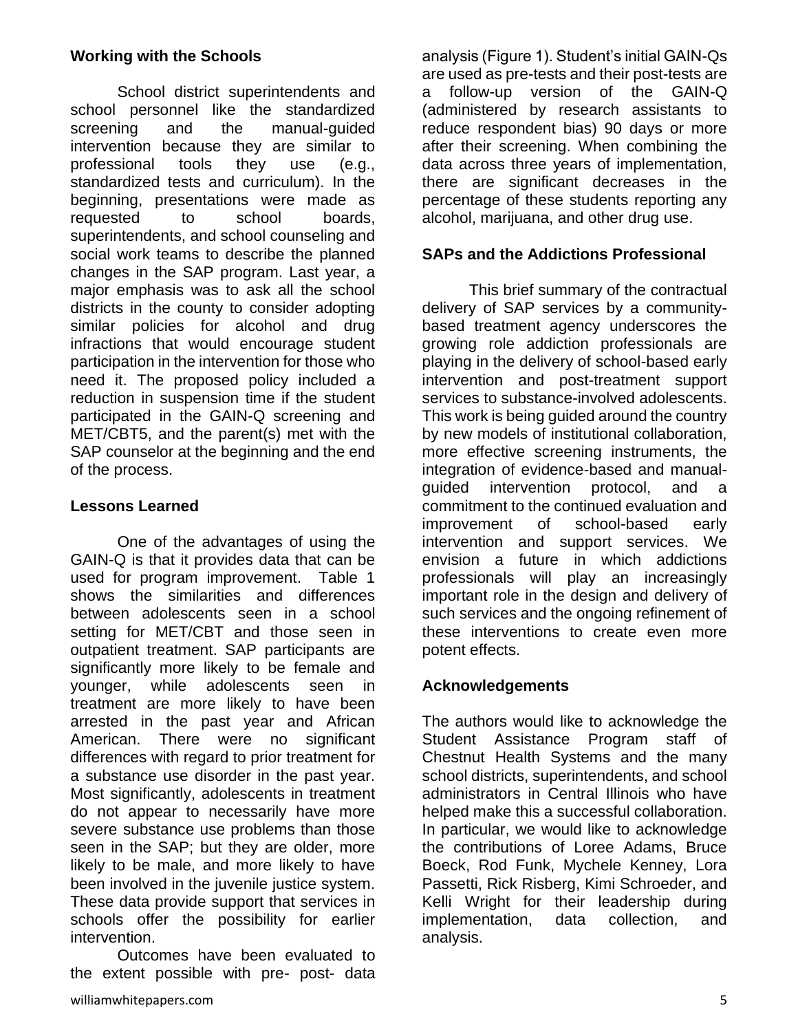### Working with the Schools

School district superintendents and school personnel like the standardized screening and the manual-guided intervention because they are similar to professional tools they use (e.g., standardized tests and curriculum). In the beginning, presentations were made as requested to school boards, superintendents, and school counseling and social work teams to describe the planned changes in the SAP program. Last year, a major emphasis was to ask all the school districts in the county to consider adopting similar policies for alcohol and drug infractions that would encourage student participation in the intervention for those who need it. The proposed policy included a reduction in suspension time if the student participated in the GAIN-Q screening and MET/CBT5, and the parent(s) met with the SAP counselor at the beginning and the end of the process.

### Lessons Learned

One of the advantages of using the GAIN-Q is that it provides data that can be used for program improvement. Table 1 shows the similarities and differences between adolescents seen in a school setting for MET/CBT and those seen in outpatient treatment. SAP participants are significantly more likely to be female and younger, while adolescents seen in treatment are more likely to have been arrested in the past year and African American. There were no significant differences with regard to prior treatment for a substance use disorder in the past year. Most significantly, adolescents in treatment do not appear to necessarily have more severe substance use problems than those seen in the SAP; but they are older, more likely to be male, and more likely to have been involved in the juvenile justice system. These data provide support that services in schools offer the possibility for earlier intervention.

Outcomes have been evaluated to the extent possible with pre- post- data analysis (Figure 1). Student's initial GAIN-Qs are used as pre-tests and their post-tests are a follow-up version of the GAIN-Q (administered by research assistants to reduce respondent bias) 90 days or more after their screening. When combining the data across three years of implementation, there are significant decreases in the percentage of these students reporting any alcohol, marijuana, and other drug use.

### SAPs and the Addictions Professional

This brief summary of the contractual delivery of SAP services by a community-based treatment agency underscores the growing role addiction professionals are playing in the delivery of school-based early intervention and post-treatment support services to substance-involved adolescents. This work is being guided around the country by new models of institutional collaboration, more effective screening instruments, the integration of evidence-based and manual-guided intervention protocol, and a commitment to the continued evaluation and improvement of school-based early intervention and support services. We envision a future in which addictions professionals will play an increasingly important role in the design and delivery of such services and the ongoing refinement of these interventions to create even more potent effects.

### Acknowledgements

The authors would like to acknowledge the Student Assistance Program staff of Chestnut Health Systems and the many school districts, superintendents, and school administrators in Central Illinois who have helped make this a successful collaboration. In particular, we would like to acknowledge the contributions of Loree Adams, Bruce Boeck, Rod Funk, Mychele Kenney, Lora Passetti, Rick Risberg, Kimi Schroeder, and Kelli Wright for their leadership during implementation, data collection, and analysis.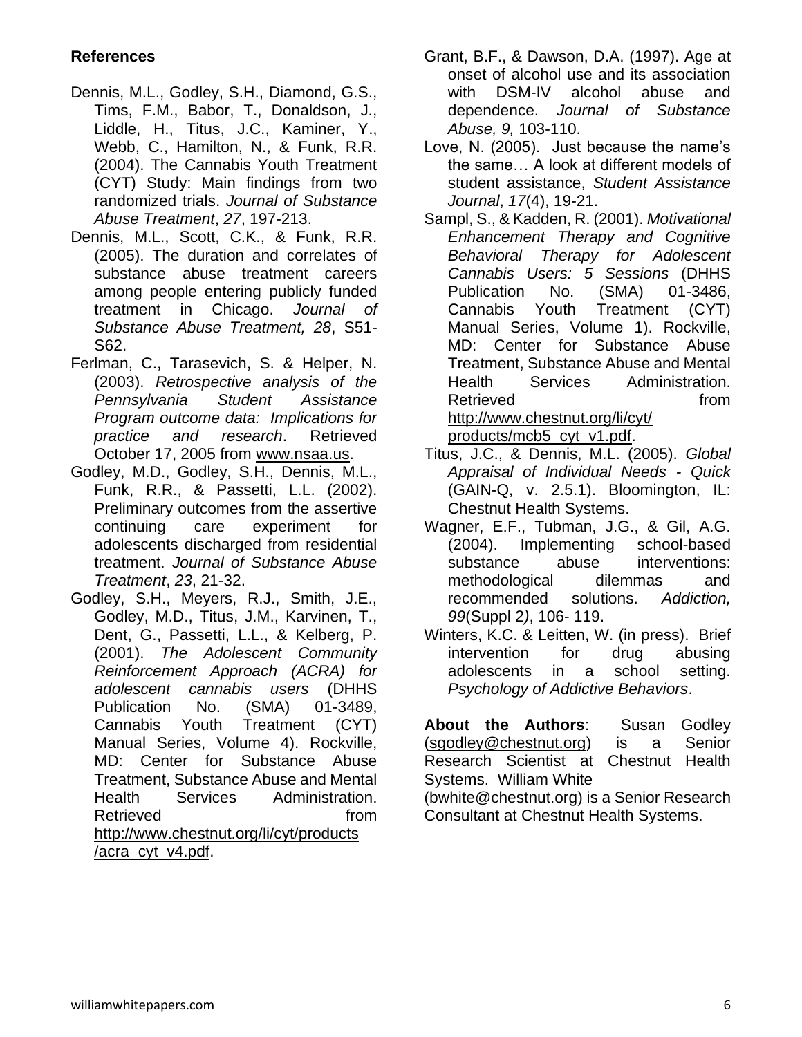### References

Dennis, M.L., Godley, S.H., Diamond, G.S., Tims, F.M., Babor, T., Donaldson, J., Liddle, H., Titus, J.C., Kaminer, Y., Webb, C., Hamilton, N., & Funk, R.R. (2004). The Cannabis Youth Treatment (CYT) Study: Main findings from two randomized trials. *Journal of Substance Abuse Treatment*, *27*, 197-213.

Dennis, M.L., Scott, C.K., & Funk, R.R. (2005). The duration and correlates of substance abuse treatment careers among people entering publicly funded treatment in Chicago. *Journal of Substance Abuse Treatment, 28*, S51-S62.

Ferlman, C., Tarasevich, S. & Helper, N. (2003). *Retrospective analysis of the Pennsylvania Student Assistance Program outcome data: Implications for practice and research*. Retrieved October 17, 2005 from www.nsaa.us.

Godley, M.D., Godley, S.H., Dennis, M.L., Funk, R.R., & Passetti, L.L. (2002). Preliminary outcomes from the assertive continuing care experiment for adolescents discharged from residential treatment. *Journal of Substance Abuse Treatment*, *23*, 21-32.

Godley, S.H., Meyers, R.J., Smith, J.E., Godley, M.D., Titus, J.M., Karvinen, T., Dent, G., Passetti, L.L., & Kelberg, P. (2001). *The Adolescent Community Reinforcement Approach (ACRA) for adolescent cannabis users* (DHHS Publication No. (SMA) 01-3489, Cannabis Youth Treatment (CYT) Manual Series, Volume 4). Rockville, MD: Center for Substance Abuse Treatment, Substance Abuse and Mental Health Services Administration. Retrieved from http://www.chestnut.org/li/cyt/products/acra_cyt_v4.pdf.

Grant, B.F., & Dawson, D.A. (1997). Age at onset of alcohol use and its association with DSM-IV alcohol abuse and dependence. *Journal of Substance Abuse, 9,* 103-110.

Love, N. (2005). Just because the name's the same… A look at different models of student assistance, *Student Assistance Journal*, *17*(4), 19-21.

Sampl, S., & Kadden, R. (2001). *Motivational Enhancement Therapy and Cognitive Behavioral Therapy for Adolescent Cannabis Users: 5 Sessions* (DHHS Publication No. (SMA) 01-3486, Cannabis Youth Treatment (CYT) Manual Series, Volume 1). Rockville, MD: Center for Substance Abuse Treatment, Substance Abuse and Mental Health Services Administration. Retrieved from http://www.chestnut.org/li/cyt/products/mcb5_cyt_v1.pdf.

Titus, J.C., & Dennis, M.L. (2005). *Global Appraisal of Individual Needs - Quick* (GAIN-Q, v. 2.5.1). Bloomington, IL: Chestnut Health Systems.

Wagner, E.F., Tubman, J.G., & Gil, A.G. (2004). Implementing school-based substance abuse interventions: methodological dilemmas and recommended solutions. *Addiction, 99*(Suppl 2*)*, 106- 119.

Winters, K.C. & Leitten, W. (in press). Brief intervention for drug abusing adolescents in a school setting. *Psychology of Addictive Behaviors*.

**About the Authors**: Susan Godley (sgodley@chestnut.org) is a Senior Research Scientist at Chestnut Health Systems. William White (bwhite@chestnut.org) is a Senior Research Consultant at Chestnut Health Systems.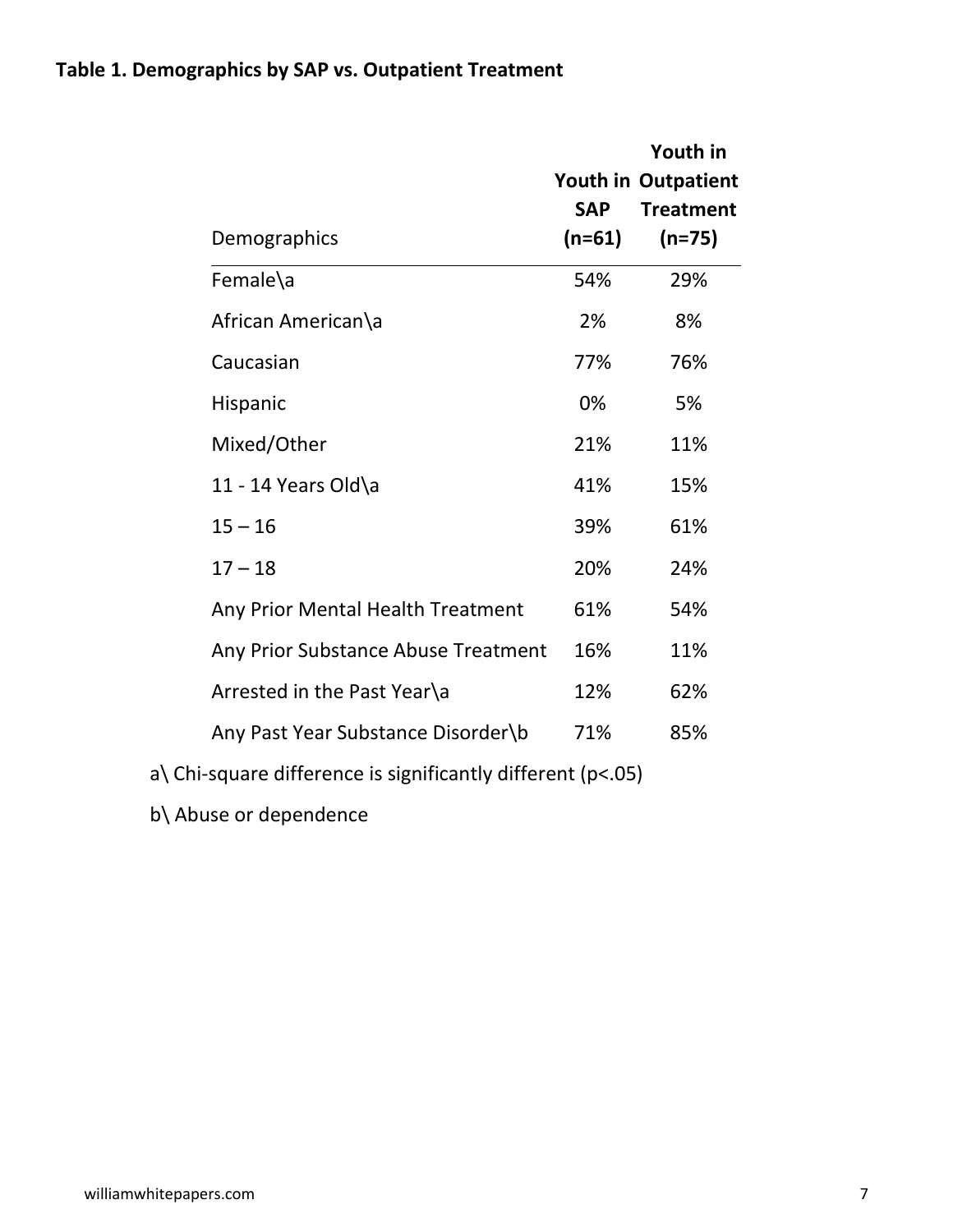**Table 1. Demographics by SAP vs. Outpatient Treatment**

| Demographics | Youth in SAP (n=61) | Youth in Outpatient Treatment (n=75) |
|---|---|---|
| Female\a | 54% | 29% |
| African American\a | 2% | 8% |
| Caucasian | 77% | 76% |
| Hispanic | 0% | 5% |
| Mixed/Other | 21% | 11% |
| 11 - 14 Years Old\a | 41% | 15% |
| 15 – 16 | 39% | 61% |
| 17 – 18 | 20% | 24% |
| Any Prior Mental Health Treatment | 61% | 54% |
| Any Prior Substance Abuse Treatment | 16% | 11% |
| Arrested in the Past Year\a | 12% | 62% |
| Any Past Year Substance Disorder\b | 71% | 85% |

a\ Chi-square difference is significantly different ($p<.05$)

b\ Abuse or dependence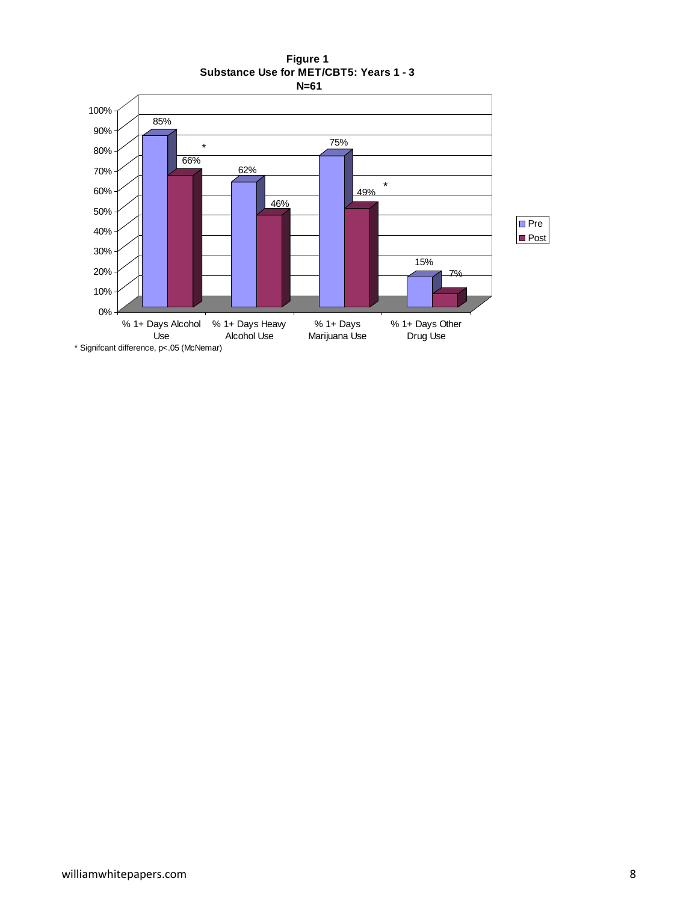**Figure 1**
**Substance Use for MET/CBT5: Years 1 - 3**
**N=61**

100%
90%
80%
70%
60%
50%
40%
30%
20%
10%
0%

85%
66%
*
62%
46%
75%
49%
*
15%
7%

% 1+ Days Alcohol Use
% 1+ Days Heavy Alcohol Use
% 1+ Days Marijuana Use
% 1+ Days Other Drug Use

Pre
Post

* Signifcant difference, p<.05 (McNemar)